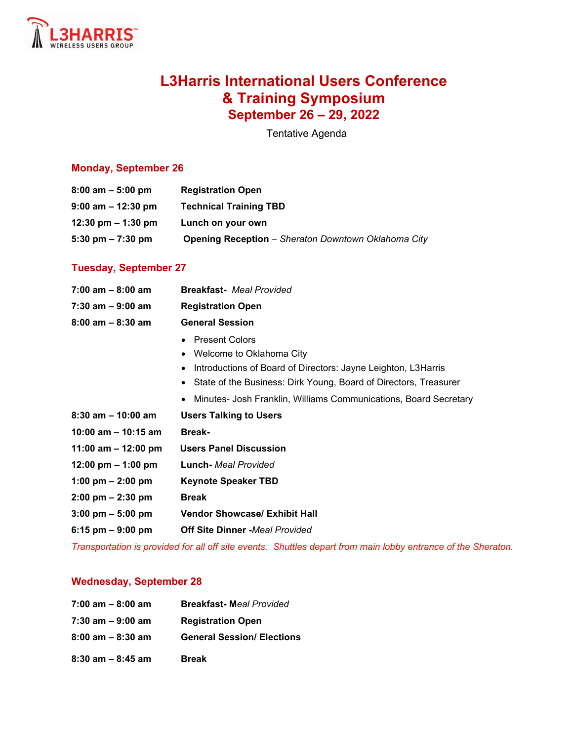# L3Harris International Users Conference & Training Symposium

## September 26 – 29, 2022

Tentative Agenda

### Monday, September 26

**8:00 am – 5:00 pm** **Registration Open**

**9:00 am – 12:30 pm** **Technical Training TBD**

**12:30 pm – 1:30 pm** **Lunch on your own**

**5:30 pm – 7:30 pm** **Opening Reception** – *Sheraton Downtown Oklahoma City*

### Tuesday, September 27

**7:00 am – 8:00 am** **Breakfast-** *Meal Provided*

**7:30 am – 9:00 am** **Registration Open**

**8:00 am – 8:30 am** **General Session**

- Present Colors
- Welcome to Oklahoma City
- Introductions of Board of Directors: Jayne Leighton, L3Harris
- State of the Business: Dirk Young, Board of Directors, Treasurer
- Minutes- Josh Franklin, Williams Communications, Board Secretary

**8:30 am – 10:00 am** **Users Talking to Users**

**10:00 am – 10:15 am** **Break-**

**11:00 am – 12:00 pm** **Users Panel Discussion**

**12:00 pm – 1:00 pm** **Lunch-** *Meal Provided*

**1:00 pm – 2:00 pm** **Keynote Speaker TBD**

**2:00 pm – 2:30 pm** **Break**

**3:00 pm – 5:00 pm** **Vendor Showcase/ Exhibit Hall**

**6:15 pm – 9:00 pm** **Off Site Dinner -***Meal Provided*

*Transportation is provided for all off site events. Shuttles depart from main lobby entrance of the Sheraton.*

### Wednesday, September 28

**7:00 am – 8:00 am** **Breakfast- M***eal Provided*

**7:30 am – 9:00 am** **Registration Open**

**8:00 am – 8:30 am** **General Session/ Elections**

**8:30 am – 8:45 am** **Break**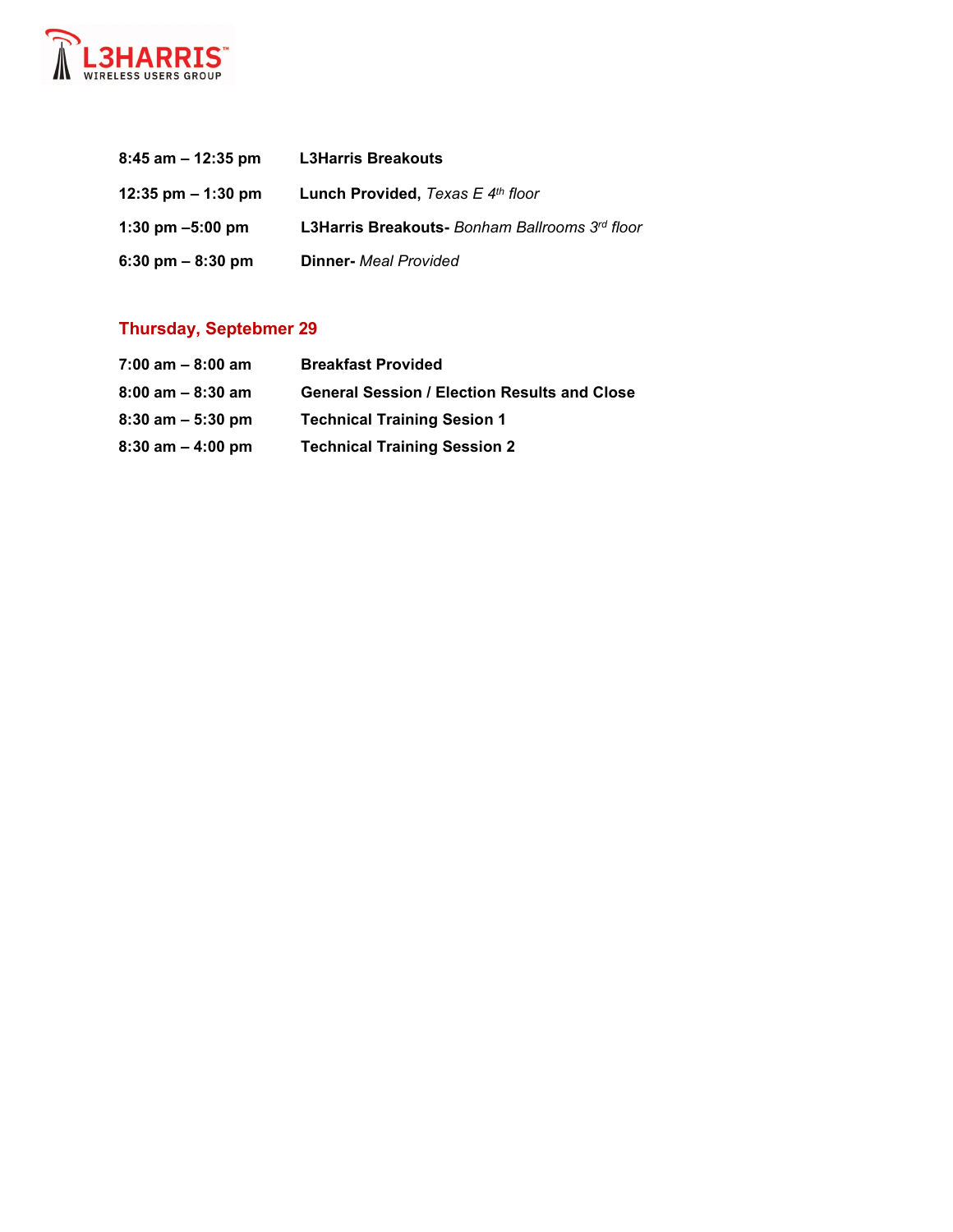| | |
|---|---|
| **8:45 am – 12:35 pm** | **L3Harris Breakouts** |
| **12:35 pm – 1:30 pm** | **Lunch Provided,** *Texas E 4th floor* |
| **1:30 pm –5:00 pm** | **L3Harris Breakouts-** *Bonham Ballrooms 3rd floor* |
| **6:30 pm – 8:30 pm** | **Dinner-** *Meal Provided* |

## Thursday, Septebmer 29

| | |
|---|---|
| **7:00 am – 8:00 am** | **Breakfast Provided** |
| **8:00 am – 8:30 am** | **General Session / Election Results and Close** |
| **8:30 am – 5:30 pm** | **Technical Training Sesion 1** |
| **8:30 am – 4:00 pm** | **Technical Training Session 2** |